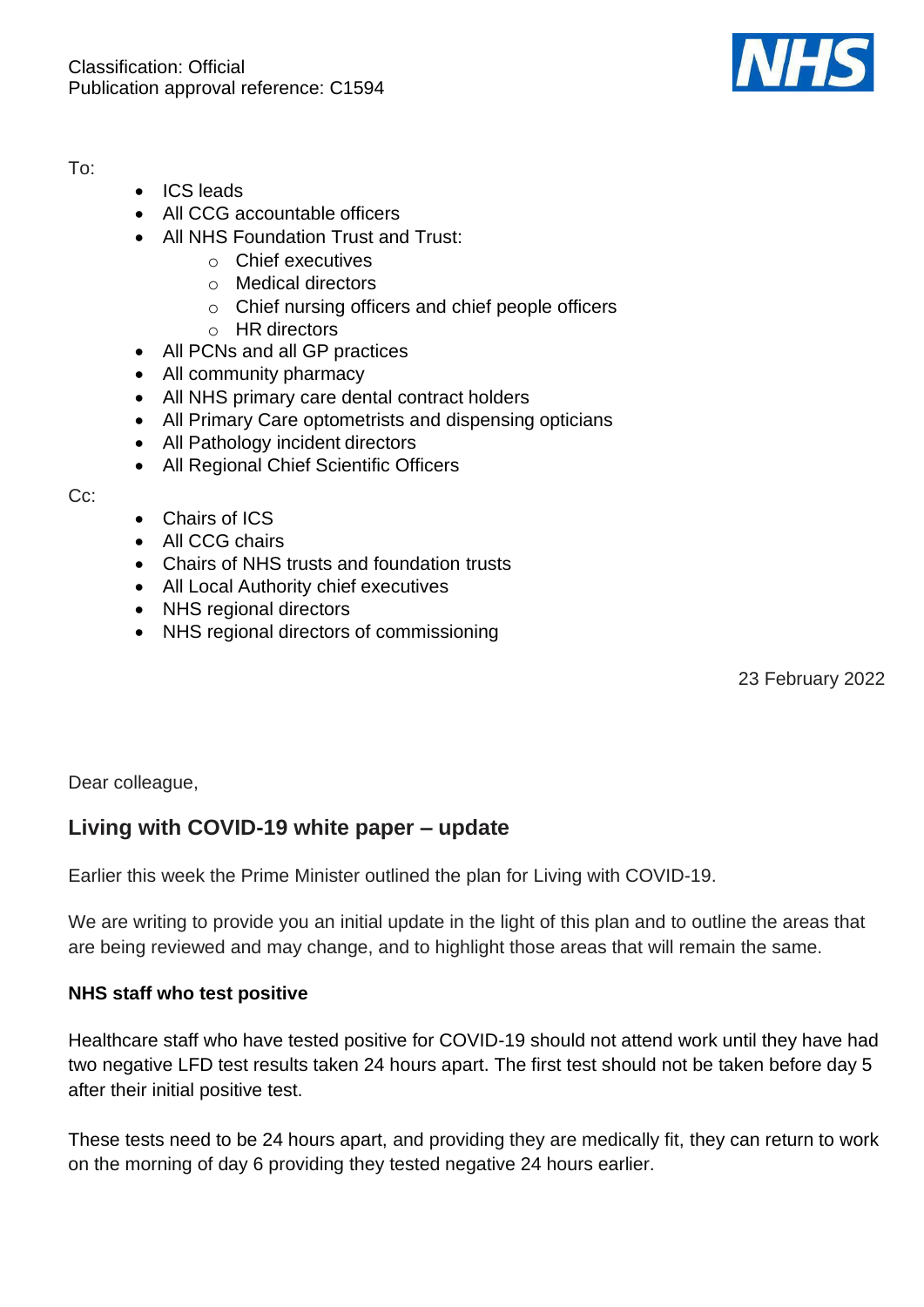Classification: Official
Publication approval reference: C1594

To:

- ICS leads
- All CCG accountable officers
- All NHS Foundation Trust and Trust:
  - Chief executives
  - Medical directors
  - Chief nursing officers and chief people officers
  - HR directors
- All PCNs and all GP practices
- All community pharmacy
- All NHS primary care dental contract holders
- All Primary Care optometrists and dispensing opticians
- All Pathology incident directors
- All Regional Chief Scientific Officers

Cc:

- Chairs of ICS
- All CCG chairs
- Chairs of NHS trusts and foundation trusts
- All Local Authority chief executives
- NHS regional directors
- NHS regional directors of commissioning

23 February 2022

Dear colleague,

## Living with COVID-19 white paper – update

Earlier this week the Prime Minister outlined the plan for Living with COVID-19.

We are writing to provide you an initial update in the light of this plan and to outline the areas that are being reviewed and may change, and to highlight those areas that will remain the same.

**NHS staff who test positive**

Healthcare staff who have tested positive for COVID-19 should not attend work until they have had two negative LFD test results taken 24 hours apart. The first test should not be taken before day 5 after their initial positive test.

These tests need to be 24 hours apart, and providing they are medically fit, they can return to work on the morning of day 6 providing they tested negative 24 hours earlier.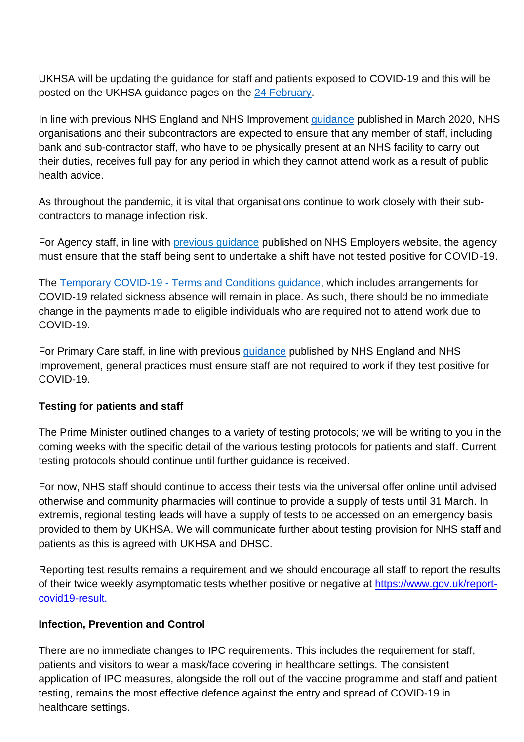UKHSA will be updating the guidance for staff and patients exposed to COVID-19 and this will be posted on the UKHSA guidance pages on the 24 February.

In line with previous NHS England and NHS Improvement guidance published in March 2020, NHS organisations and their subcontractors are expected to ensure that any member of staff, including bank and sub-contractor staff, who have to be physically present at an NHS facility to carry out their duties, receives full pay for any period in which they cannot attend work as a result of public health advice.

As throughout the pandemic, it is vital that organisations continue to work closely with their sub-contractors to manage infection risk.

For Agency staff, in line with previous guidance published on NHS Employers website, the agency must ensure that the staff being sent to undertake a shift have not tested positive for COVID-19.

The Temporary COVID-19 - Terms and Conditions guidance, which includes arrangements for COVID-19 related sickness absence will remain in place. As such, there should be no immediate change in the payments made to eligible individuals who are required not to attend work due to COVID-19.

For Primary Care staff, in line with previous guidance published by NHS England and NHS Improvement, general practices must ensure staff are not required to work if they test positive for COVID-19.

**Testing for patients and staff**

The Prime Minister outlined changes to a variety of testing protocols; we will be writing to you in the coming weeks with the specific detail of the various testing protocols for patients and staff. Current testing protocols should continue until further guidance is received.

For now, NHS staff should continue to access their tests via the universal offer online until advised otherwise and community pharmacies will continue to provide a supply of tests until 31 March. In extremis, regional testing leads will have a supply of tests to be accessed on an emergency basis provided to them by UKHSA. We will communicate further about testing provision for NHS staff and patients as this is agreed with UKHSA and DHSC.

Reporting test results remains a requirement and we should encourage all staff to report the results of their twice weekly asymptomatic tests whether positive or negative at https://www.gov.uk/report-covid19-result.

**Infection, Prevention and Control**

There are no immediate changes to IPC requirements. This includes the requirement for staff, patients and visitors to wear a mask/face covering in healthcare settings. The consistent application of IPC measures, alongside the roll out of the vaccine programme and staff and patient testing, remains the most effective defence against the entry and spread of COVID-19 in healthcare settings.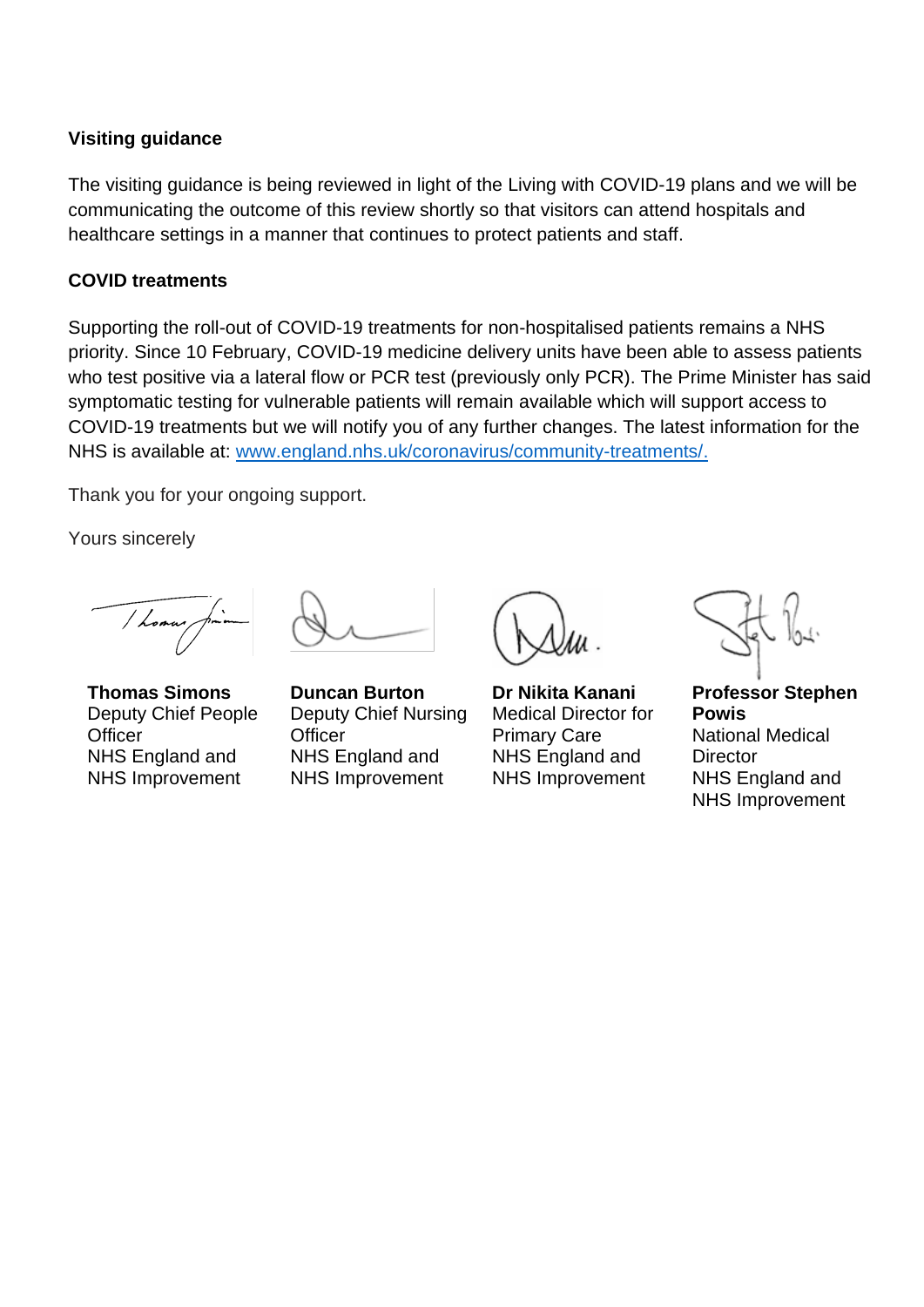### Visiting guidance

The visiting guidance is being reviewed in light of the Living with COVID-19 plans and we will be communicating the outcome of this review shortly so that visitors can attend hospitals and healthcare settings in a manner that continues to protect patients and staff.

### COVID treatments

Supporting the roll-out of COVID-19 treatments for non-hospitalised patients remains a NHS priority. Since 10 February, COVID-19 medicine delivery units have been able to assess patients who test positive via a lateral flow or PCR test (previously only PCR). The Prime Minister has said symptomatic testing for vulnerable patients will remain available which will support access to COVID-19 treatments but we will notify you of any further changes. The latest information for the NHS is available at: [www.england.nhs.uk/coronavirus/community-treatments/.](http://www.england.nhs.uk/coronavirus/community-treatments/)

Thank you for your ongoing support.

Yours sincerely

**Thomas Simons**
Deputy Chief People Officer
NHS England and NHS Improvement

**Duncan Burton**
Deputy Chief Nursing Officer
NHS England and NHS Improvement

**Dr Nikita Kanani**
Medical Director for Primary Care
NHS England and NHS Improvement

**Professor Stephen Powis**
National Medical Director
NHS England and NHS Improvement